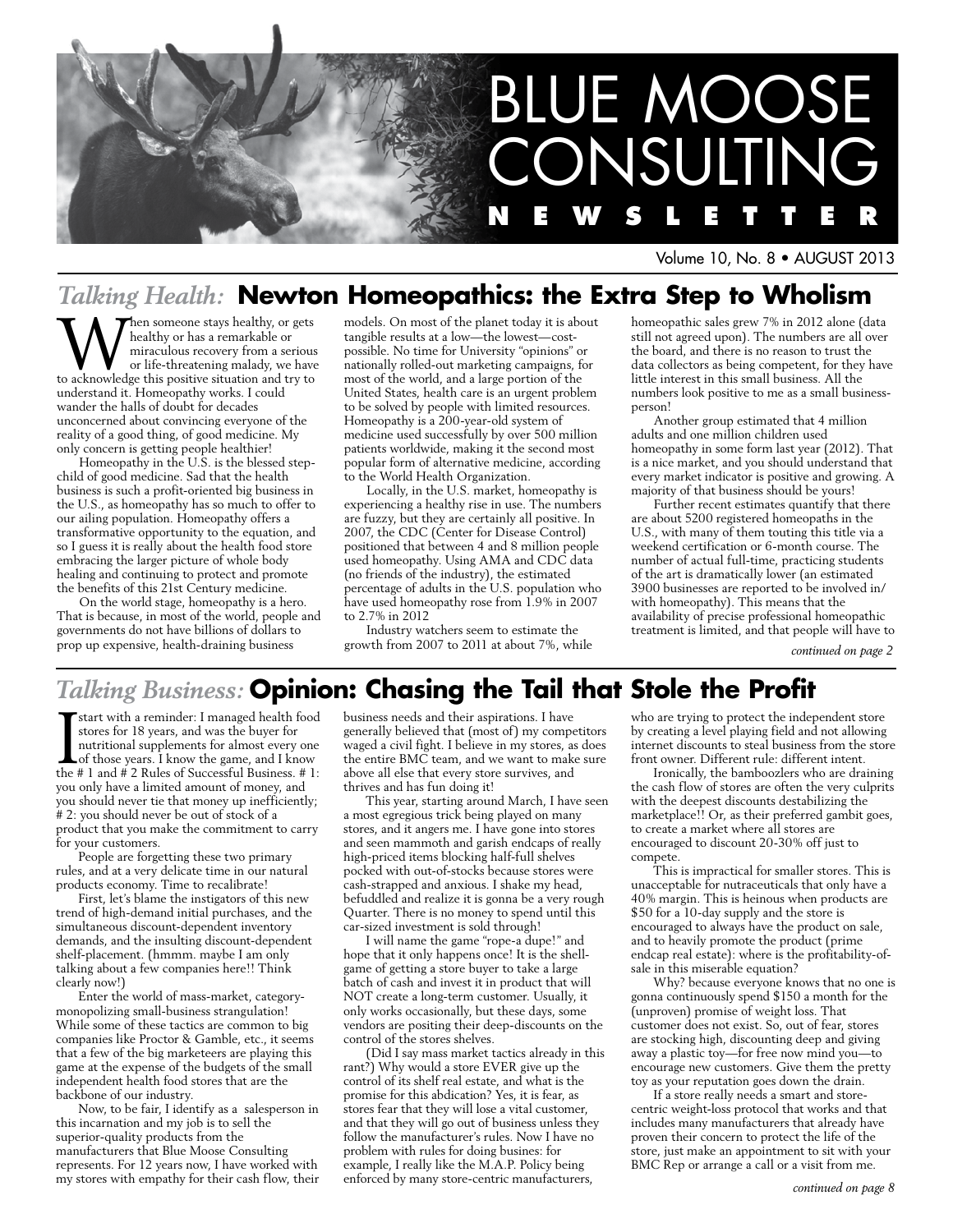# BLUE MOOSE CONSULTING NEWSLETTER

Volume 10, No. 8 • AUGUST 2013

## *Talking Health:* Newton Homeopathics: the Extra Step to Wholism

When someone stays healthy, or gets healthy or has a remarkable or miraculous recovery from a serious or life-threatening malady, we have to acknowledge this positive situation and try to understand it. Homeopathy works. I could wander the halls of doubt for decades unconcerned about convincing everyone of the reality of a good thing, of good medicine. My only concern is getting people healthier!

Homeopathy in the U.S. is the blessed step-child of good medicine. Sad that the health business is such a profit-oriented big business in the U.S., as homeopathy has so much to offer to our ailing population. Homeopathy offers a transformative opportunity to the equation, and so I guess it is really about the health food store embracing the larger picture of whole body healing and continuing to protect and promote the benefits of this 21st Century medicine.

On the world stage, homeopathy is a hero. That is because, in most of the world, people and governments do not have billions of dollars to prop up expensive, health-draining business models. On most of the planet today it is about tangible results at a low—the lowest—cost-possible. No time for University "opinions" or nationally rolled-out marketing campaigns, for most of the world, and a large portion of the United States, health care is an urgent problem to be solved by people with limited resources. Homeopathy is a 200-year-old system of medicine used successfully by over 500 million patients worldwide, making it the second most popular form of alternative medicine, according to the World Health Organization.

Locally, in the U.S. market, homeopathy is experiencing a healthy rise in use. The numbers are fuzzy, but they are certainly all positive. In 2007, the CDC (Center for Disease Control) positioned that between 4 and 8 million people used homeopathy. Using AMA and CDC data (no friends of the industry), the estimated percentage of adults in the U.S. population who have used homeopathy rose from 1.9% in 2007 to 2.7% in 2012

Industry watchers seem to estimate the growth from 2007 to 2011 at about 7%, while homeopathic sales grew 7% in 2012 alone (data still not agreed upon). The numbers are all over the board, and there is no reason to trust the data collectors as being competent, for they have little interest in this small business. All the numbers look positive to me as a small business-person!

Another group estimated that 4 million adults and one million children used homeopathy in some form last year (2012). That is a nice market, and you should understand that every market indicator is positive and growing. A majority of that business should be yours!

Further recent estimates quantify that there are about 5200 registered homeopaths in the U.S., with many of them touting this title via a weekend certification or 6-month course. The number of actual full-time, practicing students of the art is dramatically lower (an estimated 3900 businesses are reported to be involved in/with homeopathy). This means that the availability of precise professional homeopathic treatment is limited, and that people will have to

*continued on page 2*

## *Talking Business:* Opinion: Chasing the Tail that Stole the Profit

I start with a reminder: I managed health food stores for 18 years, and was the buyer for nutritional supplements for almost every one of those years. I know the game, and I know the # 1 and # 2 Rules of Successful Business. # 1: you only have a limited amount of money, and you should never tie that money up inefficiently; # 2: you should never be out of stock of a product that you make the commitment to carry for your customers.

People are forgetting these two primary rules, and at a very delicate time in our natural products economy. Time to recalibrate!

First, let's blame the instigators of this new trend of high-demand initial purchases, and the simultaneous discount-dependent inventory demands, and the insulting discount-dependent shelf-placement. (hmmm. maybe I am only talking about a few companies here!! Think clearly now!)

Enter the world of mass-market, category-monopolizing small-business strangulation! While some of these tactics are common to big companies like Proctor & Gamble, etc., it seems that a few of the big marketeers are playing this game at the expense of the budgets of the small independent health food stores that are the backbone of our industry.

Now, to be fair, I identify as a salesperson in this incarnation and my job is to sell the superior-quality products from the manufacturers that Blue Moose Consulting represents. For 12 years now, I have worked with my stores with empathy for their cash flow, their business needs and their aspirations. I have generally believed that (most of) my competitors waged a civil fight. I believe in my stores, as does the entire BMC team, and we want to make sure above all else that every store survives, and thrives and has fun doing it!

This year, starting around March, I have seen a most egregious trick being played on many stores, and it angers me. I have gone into stores and seen mammoth and garish endcaps of really high-priced items blocking half-full shelves pocked with out-of-stocks because stores were cash-strapped and anxious. I shake my head, befuddled and realize it is gonna be a very rough Quarter. There is no money to spend until this car-sized investment is sold through!

I will name the game "rope-a-dupe!" and hope that it only happens once! It is the shell-game of getting a store buyer to take a large batch of cash and invest it in product that will NOT create a long-term customer. Usually, it only works occasionally, but these days, some vendors are positing their deep-discounts on the control of the stores shelves.

(Did I say mass market tactics already in this rant?) Why would a store EVER give up the control of its shelf real estate, and what is the promise for this abdication? Yes, it is fear, as stores fear that they will lose a vital customer, and that they will go out of business unless they follow the manufacturer's rules. Now I have no problem with rules for doing busines: for example, I really like the M.A.P. Policy being enforced by many store-centric manufacturers, who are trying to protect the independent store by creating a level playing field and not allowing internet discounts to steal business from the store front owner. Different rule: different intent.

Ironically, the bamboozlers who are draining the cash flow of stores are often the very culprits with the deepest discounts destabilizing the marketplace!! Or, as their preferred gambit goes, to create a market where all stores are encouraged to discount 20-30% off just to compete.

This is impractical for smaller stores. This is unacceptable for nutraceuticals that only have a 40% margin. This is heinous when products are $50 for a 10-day supply and the store is encouraged to always have the product on sale, and to heavily promote the product (prime endcap real estate): where is the profitability-of-sale in this miserable equation?

Why? because everyone knows that no one is gonna continuously spend $150 a month for the (unproven) promise of weight loss. That customer does not exist. So, out of fear, stores are stocking high, discounting deep and giving away a plastic toy—for free now mind you—to encourage new customers. Give them the pretty toy as your reputation goes down the drain.

If a store really needs a smart and store-centric weight-loss protocol that works and that includes many manufacturers that already have proven their concern to protect the life of the store, just make an appointment to sit with your BMC Rep or arrange a call or a visit from me.

*continued on page 8*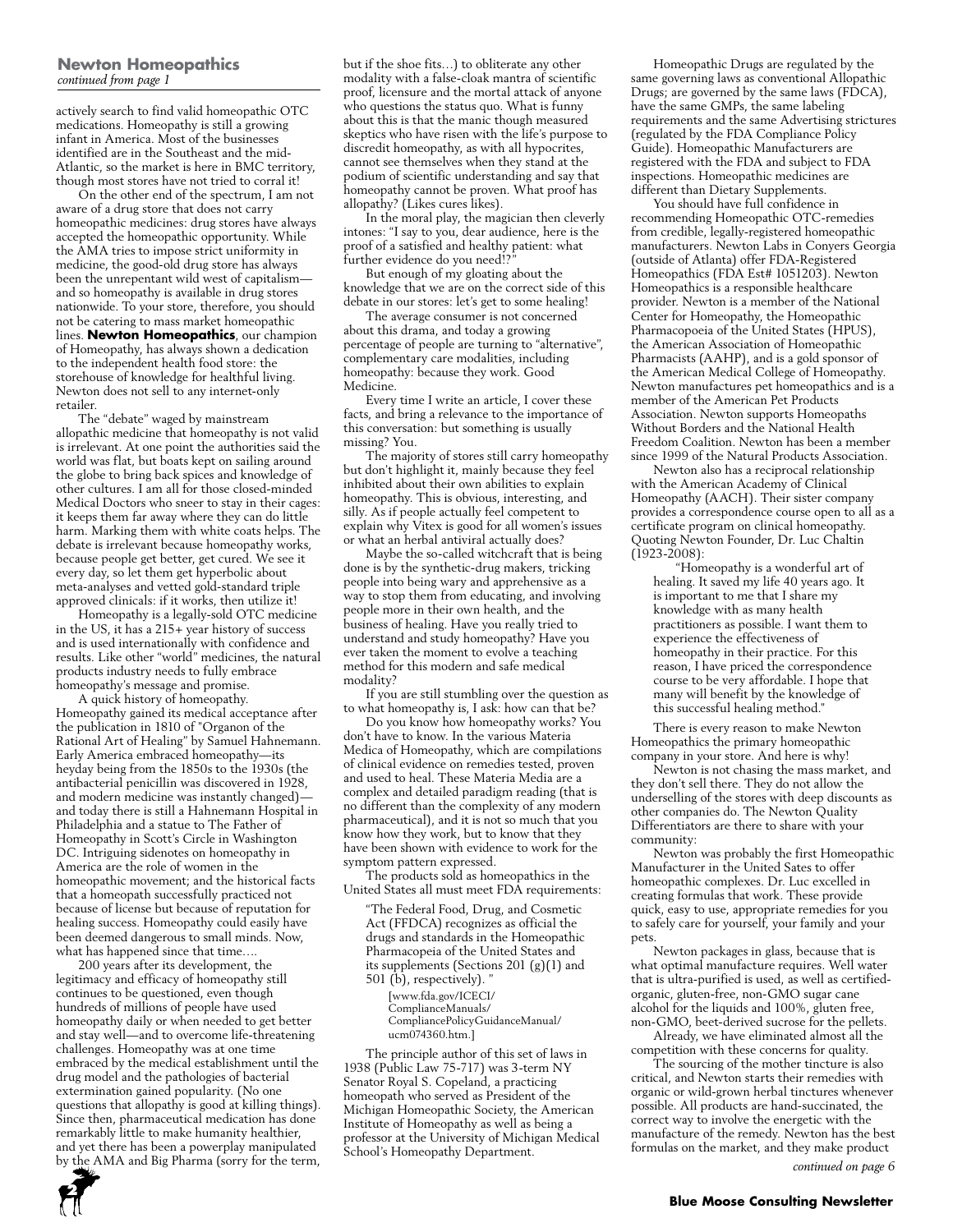## Newton Homeopathics

*continued from page 1*

actively search to find valid homeopathic OTC medications. Homeopathy is still a growing infant in America. Most of the businesses identified are in the Southeast and the mid-Atlantic, so the market is here in BMC territory, though most stores have not tried to corral it!

On the other end of the spectrum, I am not aware of a drug store that does not carry homeopathic medicines: drug stores have always accepted the homeopathic opportunity. While the AMA tries to impose strict uniformity in medicine, the good-old drug store has always been the unrepentant wild west of capitalism—and so homeopathy is available in drug stores nationwide. To your store, therefore, you should not be catering to mass market homeopathic lines. **Newton Homeopathics**, our champion of Homeopathy, has always shown a dedication to the independent health food store: the storehouse of knowledge for healthful living. Newton does not sell to any internet-only retailer.

The "debate" waged by mainstream allopathic medicine that homeopathy is not valid is irrelevant. At one point the authorities said the world was flat, but boats kept on sailing around the globe to bring back spices and knowledge of other cultures. I am all for those closed-minded Medical Doctors who sneer to stay in their cages: it keeps them far away where they can do little harm. Marking them with white coats helps. The debate is irrelevant because homeopathy works, because people get better, get cured. We see it every day, so let them get hyperbolic about meta-analyses and vetted gold-standard triple approved clinicals: if it works, then utilize it!

Homeopathy is a legally-sold OTC medicine in the US, it has a 215+ year history of success and is used internationally with confidence and results. Like other "world" medicines, the natural products industry needs to fully embrace homeopathy's message and promise.

A quick history of homeopathy. Homeopathy gained its medical acceptance after the publication in 1810 of "Organon of the Rational Art of Healing" by Samuel Hahnemann. Early America embraced homeopathy—its heyday being from the 1850s to the 1930s (the antibacterial penicillin was discovered in 1928, and modern medicine was instantly changed)—and today there is still a Hahnemann Hospital in Philadelphia and a statue to The Father of Homeopathy in Scott's Circle in Washington DC. Intriguing sidenotes on homeopathy in America are the role of women in the homeopathic movement; and the historical facts that a homeopath successfully practiced not because of license but because of reputation for healing success. Homeopathy could easily have been deemed dangerous to small minds. Now, what has happened since that time….

200 years after its development, the legitimacy and efficacy of homeopathy still continues to be questioned, even though hundreds of millions of people have used homeopathy daily or when needed to get better and stay well—and to overcome life-threatening challenges. Homeopathy was at one time embraced by the medical establishment until the drug model and the pathologies of bacterial extermination gained popularity. (No one questions that allopathy is good at killing things). Since then, pharmaceutical medication has done remarkably little to make humanity healthier, and yet there has been a powerplay manipulated by the AMA and Big Pharma (sorry for the term, but if the shoe fits…) to obliterate any other modality with a false-cloak mantra of scientific proof, licensure and the mortal attack of anyone who questions the status quo. What is funny about this is that the manic though measured skeptics who have risen with the life's purpose to discredit homeopathy, as with all hypocrites, cannot see themselves when they stand at the podium of scientific understanding and say that homeopathy cannot be proven. What proof has allopathy? (Likes cures likes).

In the moral play, the magician then cleverly intones: "I say to you, dear audience, here is the proof of a satisfied and healthy patient: what further evidence do you need!?"

But enough of my gloating about the knowledge that we are on the correct side of this debate in our stores: let's get to some healing!

The average consumer is not concerned about this drama, and today a growing percentage of people are turning to "alternative", complementary care modalities, including homeopathy: because they work. Good Medicine.

Every time I write an article, I cover these facts, and bring a relevance to the importance of this conversation: but something is usually missing? You.

The majority of stores still carry homeopathy but don't highlight it, mainly because they feel inhibited about their own abilities to explain homeopathy. This is obvious, interesting, and silly. As if people actually feel competent to explain why Vitex is good for all women's issues or what an herbal antiviral actually does?

Maybe the so-called witchcraft that is being done is by the synthetic-drug makers, tricking people into being wary and apprehensive as a way to stop them from educating, and involving people more in their own health, and the business of healing. Have you really tried to understand and study homeopathy? Have you ever taken the moment to evolve a teaching method for this modern and safe medical modality?

If you are still stumbling over the question as to what homeopathy is, I ask: how can that be?

Do you know how homeopathy works? You don't have to know. In the various Materia Medica of Homeopathy, which are compilations of clinical evidence on remedies tested, proven and used to heal. These Materia Media are a complex and detailed paradigm reading (that is no different than the complexity of any modern pharmaceutical), and it is not so much that you know how they work, but to know that they have been shown with evidence to work for the symptom pattern expressed.

The products sold as homeopathics in the United States all must meet FDA requirements:

> "The Federal Food, Drug, and Cosmetic Act (FFDCA) recognizes as official the drugs and standards in the Homeopathic Pharmacopeia of the United States and its supplements (Sections 201 (g)(1) and 501 (b), respectively). "
>
> [www.fda.gov/ICECI/ComplianceManuals/CompliancePolicyGuidanceManual/ucm074360.htm.]

The principle author of this set of laws in 1938 (Public Law 75-717) was 3-term NY Senator Royal S. Copeland, a practicing homeopath who served as President of the Michigan Homeopathic Society, the American Institute of Homeopathy as well as being a professor at the University of Michigan Medical School's Homeopathy Department.

Homeopathic Drugs are regulated by the same governing laws as conventional Allopathic Drugs; are governed by the same laws (FDCA), have the same GMPs, the same labeling requirements and the same Advertising strictures (regulated by the FDA Compliance Policy Guide). Homeopathic Manufacturers are registered with the FDA and subject to FDA inspections. Homeopathic medicines are different than Dietary Supplements.

You should have full confidence in recommending Homeopathic OTC-remedies from credible, legally-registered homeopathic manufacturers. Newton Labs in Conyers Georgia (outside of Atlanta) offer FDA-Registered Homeopathics (FDA Est# 1051203). Newton Homeopathics is a responsible healthcare provider. Newton is a member of the National Center for Homeopathy, the Homeopathic Pharmacopoeia of the United States (HPUS), the American Association of Homeopathic Pharmacists (AAHP), and is a gold sponsor of the American Medical College of Homeopathy. Newton manufactures pet homeopathics and is a member of the American Pet Products Association. Newton supports Homeopaths Without Borders and the National Health Freedom Coalition. Newton has been a member since 1999 of the Natural Products Association.

Newton also has a reciprocal relationship with the American Academy of Clinical Homeopathy (AACH). Their sister company provides a correspondence course open to all as a certificate program on clinical homeopathy. Quoting Newton Founder, Dr. Luc Chaltin (1923-2008):

> "Homeopathy is a wonderful art of healing. It saved my life 40 years ago. It is important to me that I share my knowledge with as many health practitioners as possible. I want them to experience the effectiveness of homeopathy in their practice. For this reason, I have priced the correspondence course to be very affordable. I hope that many will benefit by the knowledge of this successful healing method."

There is every reason to make Newton Homeopathics the primary homeopathic company in your store. And here is why!

Newton is not chasing the mass market, and they don't sell there. They do not allow the underselling of the stores with deep discounts as other companies do. The Newton Quality Differentiators are there to share with your community:

Newton was probably the first Homeopathic Manufacturer in the United Sates to offer homeopathic complexes. Dr. Luc excelled in creating formulas that work. These provide quick, easy to use, appropriate remedies for you to safely care for yourself, your family and your pets.

Newton packages in glass, because that is what optimal manufacture requires. Well water that is ultra-purified is used, as well as certified-organic, gluten-free, non-GMO sugar cane alcohol for the liquids and 100%, gluten free, non-GMO, beet-derived sucrose for the pellets.

Already, we have eliminated almost all the competition with these concerns for quality.

The sourcing of the mother tincture is also critical, and Newton starts their remedies with organic or wild-grown herbal tinctures whenever possible. All products are hand-succinated, the correct way to involve the energetic with the manufacture of the remedy. Newton has the best formulas on the market, and they make product

*continued on page 6*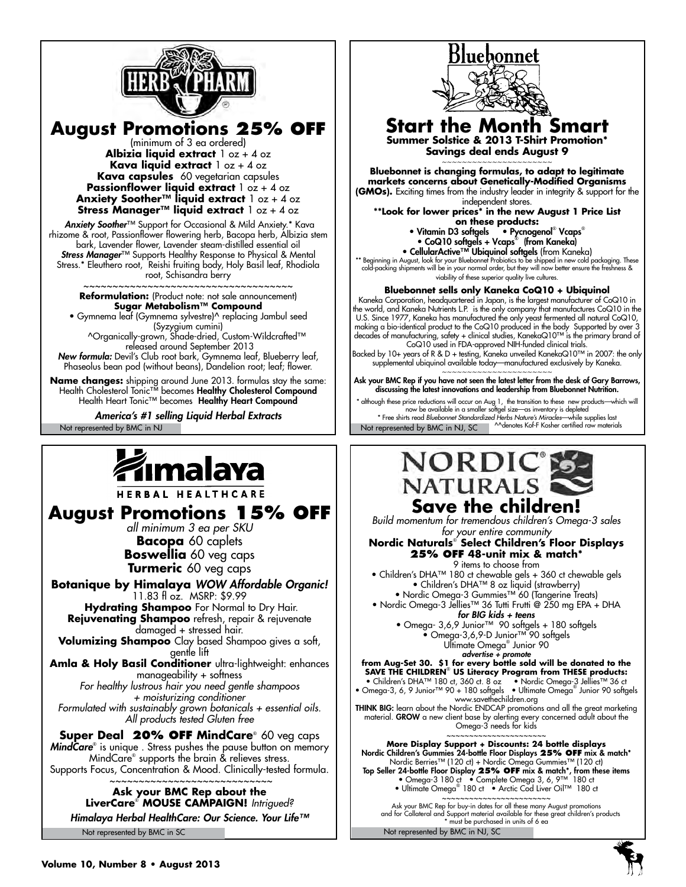## HERB PHARM

# August Promotions 25% OFF

(minimum of 3 ea ordered)

**Albizia liquid extract** 1 oz + 4 oz
**Kava liquid extract** 1 oz + 4 oz
**Kava capsules** 60 vegetarian capsules
**Passionflower liquid extract** 1 oz + 4 oz
**Anxiety Soother™ liquid extract** 1 oz + 4 oz
**Stress Manager™ liquid extract** 1 oz + 4 oz

***Anxiety Soother***™ Support for Occasional & Mild Anxiety.* Kava rhizome & root, Passionflower flowering herb, Bacopa herb, Albizia stem bark, Lavender flower, Lavender steam-distilled essential oil
***Stress Manager***™ Supports Healthy Response to Physical & Mental Stress.* Eleuthero root, Reishi fruiting body, Holy Basil leaf, Rhodiola root, Schisandra berry

~~~~~~~~~~~~~~~~~~~~~~~~~~~~~~~~~~~~

**Reformulation:** (Product note: not sale announcement)
**Sugar Metabolism™ Compound**
• Gymnema leaf (Gymnema sylvestre)^ replacing Jambul seed (Syzygium cumini)
^Organically-grown, Shade-dried, Custom-Wildcrafted™ released around September 2013
***New formula:*** Devil's Club root bark, Gymnema leaf, Blueberry leaf, Phaseolus bean pod (without beans), Dandelion root; leaf; flower.

**Name changes:** shipping around June 2013. formulas stay the same: Health Cholesterol Tonic™ becomes **Healthy Cholesterol Compound** Health Heart Tonic™ becomes **Healthy Heart Compound**

***America's #1 selling Liquid Herbal Extracts***

Not represented by BMC in NJ

## Bluebonnet

# Start the Month Smart

**Summer Solstice & 2013 T-Shirt Promotion***
**Savings deal ends August 9**

~~~~~~~~~~~~~~~~~~~~~

**Bluebonnet is changing formulas, to adapt to legitimate markets concerns about Genetically-Modified Organisms (GMOs).** Exciting times from the industry leader in integrity & support for the independent stores.

****Look for lower prices* in the new August 1 Price List on these products:**
- **Vitamin D3 softgels**
- **Pycnogenol® Vcaps®**
- **CoQ10 softgels + Vcaps® (from Kaneka)**
- **CellularActive™ Ubiquinol softgels** (from Kaneka)

** Beginning in August, look for your Bluebonnet Probiotics to be shipped in new cold packaging. These cold-packing shipments will be in your normal order, but they will now better ensure the freshness & viability of these superior quality live cultures.

**Bluebonnet sells only Kaneka CoQ10 + Ubiquinol**

Kaneka Corporation, headquartered in Japan, is the largest manufacturer of CoQ10 in the world, and Kaneka Nutrients L.P. is the only company that manufactures CoQ10 in the U.S. Since 1977, Kaneka has manufactured the only yeast fermented all natural CoQ10, making a bio-identical product to the CoQ10 produced in the body Supported by over 3 decades of manufacturing, safety + clinical studies, KanekaQ10™ is the primary brand of CoQ10 used in FDA-approved NIH-funded clinical trials.
Backed by 10+ years of R & D + testing, Kaneka unveiled KanekaQ10™ in 2007: the only supplemental ubiquinol available today—manufactured exclusively by Kaneka.

~~~~~~~~~~~~~~~~~~~~~

**Ask your BMC Rep if you have not seen the latest letter from the desk of Gary Barrows, discussing the latest innovations and leadership from Bluebonnet Nutrition.**

* although these price reductions will occur on Aug 1, the transition to these new products—which will now be available in a smaller softgel size—as inventory is depleted
* Free shirts read *Bluebonnet Standardized Herbs Nature's Miracles*—while supplies last

Not represented by BMC in NJ, SC ^^denotes Kof-F Kosher certified raw materials

## Himalaya HERBAL HEALTHCARE

# August Promotions 15% OFF

*all minimum 3 ea per SKU*

**Bacopa** 60 caplets
**Boswellia** 60 veg caps
**Turmeric** 60 veg caps

**Botanique by Himalaya** ***WOW Affordable Organic!***
11.83 fl oz. MSRP: $9.99

**Hydrating Shampoo** For Normal to Dry Hair.
**Rejuvenating Shampoo** refresh, repair & rejuvenate damaged + stressed hair.
**Volumizing Shampoo** Clay based Shampoo gives a soft, gentle lift
**Amla & Holy Basil Conditioner** ultra-lightweight: enhances manageability + softness

*For healthy lustrous hair you need gentle shampoos + moisturizing conditioner*
*Formulated with sustainably grown botanicals + essential oils. All products tested Gluten free*

**Super Deal 20% OFF MindCare**® 60 veg caps
***MindCare***® is unique . Stress pushes the pause button on memory MindCare® supports the brain & relieves stress.
Supports Focus, Concentration & Mood. Clinically-tested formula.

~~~~~~~~~~~~~~~~~~~~~~~~~~~~

**Ask your BMC Rep about the LiverCare® MOUSE CAMPAIGN!** *Intrigued?*

***Himalaya Herbal HealthCare: Our Science. Your Life™***

Not represented by BMC in SC

## NORDIC® NATURALS

# Save the children!

*Build momentum for tremendous children's Omega-3 sales for your entire community*

**Nordic Naturals® Select Children's Floor Displays**
**25% OFF 48-unit mix & match***
9 items to choose from

- Children's DHA™ 180 ct chewable gels + 360 ct chewable gels
- Children's DHA™ 8 oz liquid (strawberry)
- Nordic Omega-3 Gummies™ 60 (Tangerine Treats)
- Nordic Omega-3 Jellies™ 36 Tutti Frutti @ 250 mg EPA + DHA

***for BIG kids + teens***

- Omega- 3,6,9 Junior™ 90 softgels + 180 softgels
- Omega-3,6,9-D Junior™ 90 softgels

Ultimate Omega® Junior 90

***advertise + promote***

**from Aug-Set 30. $1 for every bottle sold will be donated to the SAVE THE CHILDREN® US Literacy Program from THESE products:**
• Children's DHA™ 180 ct, 360 ct. 8 oz • Nordic Omega-3 Jellies™ 36 ct
• Omega-3, 6, 9 Junior™ 90 + 180 softgels • Ultimate Omega® Junior 90 softgels
www.savethechildren.org

**THINK BIG:** learn about the Nordic ENDCAP promotions and all the great marketing material. **GROW** a new client base by alerting every concerned adult about the Omega-3 needs for kids

~~~~~~~~~~~~~~~~~~~~~

**More Display Support + Discounts: 24 bottle displays**
**Nordic Children's Gummies 24-bottle Floor Displays 25% OFF mix & match***
Nordic Berries™ (120 ct) + Nordic Omega Gummies™ (120 ct)
**Top Seller 24-bottle Floor Display 25% OFF mix & match*, from these items**
• Omega-3 180 ct • Complete Omega 3, 6, 9™ 180 ct
• Ultimate Omega® 180 ct • Arctic Cod Liver Oil™ 180 ct

~~~~~~~~~~~~~~~~~~~~~

Ask your BMC Rep for buy-in dates for all these many August promotions and for Collateral and Support material available for these great children's products
* must be purchased in units of 6 ea

Not represented by BMC in NJ, SC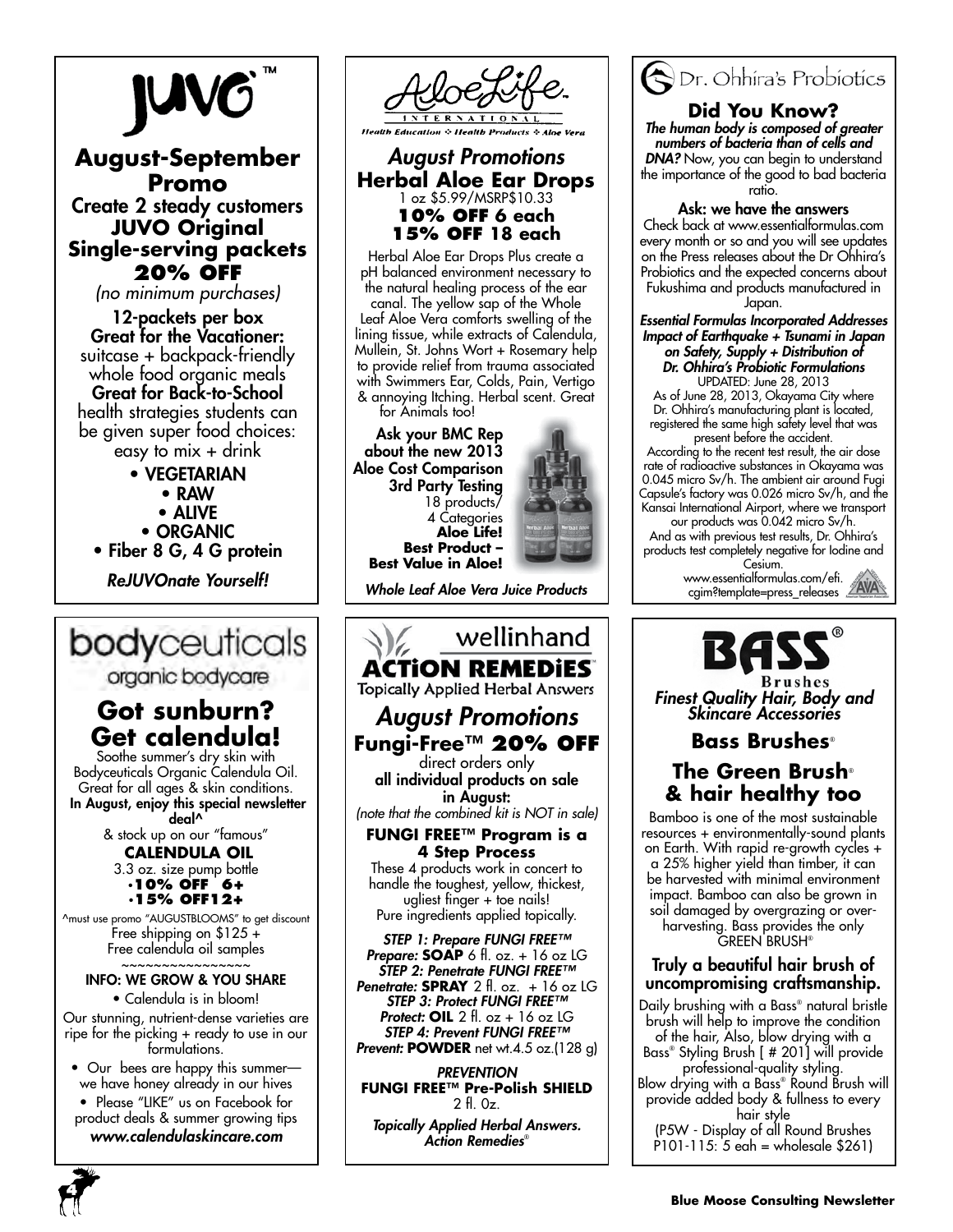# JUVO™

## August-September Promo

**Create 2 steady customers**

**JUVO Original Single-serving packets**

**20% OFF**

*(no minimum purchases)*

**12-packets per box**

**Great for the Vacationer:** suitcase + backpack-friendly whole food organic meals

**Great for Back-to-School** health strategies students can be given super food choices: easy to mix + drink

- VEGETARIAN
- RAW
- ALIVE
- ORGANIC
- Fiber 8 G, 4 G protein

*ReJUVOnate Yourself!*

---

# AloeLife International

*Health Education ❖ Health Products ❖ Aloe Vera*

## *August Promotions*

### Herbal Aloe Ear Drops

1 oz $5.99/MSRP$10.33

**10% OFF 6 each**

**15% OFF 18 each**

Herbal Aloe Ear Drops Plus create a pH balanced environment necessary to the natural healing process of the ear canal. The yellow sap of the Whole Leaf Aloe Vera comforts swelling of the lining tissue, while extracts of Calendula, Mullein, St. Johns Wort + Rosemary help to provide relief from trauma associated with Swimmers Ear, Colds, Pain, Vertigo & annoying Itching. Herbal scent. Great for Animals too!

**Ask your BMC Rep about the new 2013 Aloe Cost Comparison 3rd Party Testing** 18 products/ 4 Categories **Aloe Life! Best Product – Best Value in Aloe!**

*Whole Leaf Aloe Vera Juice Products*

---

# Dr. Ohhira's Probiotics

## Did You Know?

***The human body is composed of greater numbers of bacteria than of cells and DNA?*** Now, you can begin to understand the importance of the good to bad bacteria ratio.

**Ask: we have the answers**

Check back at www.essentialformulas.com every month or so and you will see updates on the Press releases about the Dr Ohhira's Probiotics and the expected concerns about Fukushima and products manufactured in Japan.

***Essential Formulas Incorporated Addresses Impact of Earthquake + Tsunami in Japan on Safety, Supply + Distribution of Dr. Ohhira's Probiotic Formulations***

UPDATED: June 28, 2013

As of June 28, 2013, Okayama City where Dr. Ohhira's manufacturing plant is located, registered the same high safety level that was present before the accident.

According to the recent test result, the air dose rate of radioactive substances in Okayama was 0.045 micro Sv/h. The ambient air around Fugi Capsule's factory was 0.026 micro Sv/h, and the Kansai International Airport, where we transport our products was 0.042 micro Sv/h.

And as with previous test results, Dr. Ohhira's products test completely negative for Iodine and Cesium.

www.essentialformulas.com/efi.cgim?template=press_releases

---

# bodyceuticals

organic bodycare

## Got sunburn? Get calendula!

Soothe summer's dry skin with Bodyceuticals Organic Calendula Oil. Great for all ages & skin conditions.

**In August, enjoy this special newsletter deal^**

& stock up on our "famous"

**CALENDULA OIL**

3.3 oz. size pump bottle

**·10% OFF 6+**

**·15% OFF12+**

^must use promo "AUGUSTBLOOMS" to get discount

Free shipping on $125 +

Free calendula oil samples

~~~~~~~~~~~~~~~~

**INFO: WE GROW & YOU SHARE**

- Calendula is in bloom!

Our stunning, nutrient-dense varieties are ripe for the picking + ready to use in our formulations.

- Our bees are happy this summer—we have honey already in our hives
- Please "LIKE" us on Facebook for product deals & summer growing tips

***www.calendulaskincare.com***

---

# wellinhand ACTiON REMEDiES™

Topically Applied Herbal Answers

## *August Promotions*

**Fungi-Free™ 20% OFF**

direct orders only

**all individual products on sale in August:**

*(note that the combined kit is NOT in sale)*

**FUNGI FREE™ Program is a 4 Step Process**

These 4 products work in concert to handle the toughest, yellow, thickest, ugliest finger + toe nails! Pure ingredients applied topically.

***STEP 1: Prepare FUNGI FREE™***
***Prepare:*** **SOAP** 6 fl. oz. + 16 oz LG
***STEP 2: Penetrate FUNGI FREE™***
***Penetrate:*** **SPRAY** 2 fl. oz. + 16 oz LG
***STEP 3: Protect FUNGI FREE™***
***Protect:*** **OIL** 2 fl. oz + 16 oz LG
***STEP 4: Prevent FUNGI FREE™***
***Prevent:*** **POWDER** net wt.4.5 oz.(128 g)

***PREVENTION***
**FUNGI FREE™ Pre-Polish SHIELD**
2 fl. 0z.

***Topically Applied Herbal Answers. Action Remedies®***

---

# BASS® Brushes

*Finest Quality Hair, Body and Skincare Accessories*

## Bass Brushes®

## The Green Brush® & hair healthy too

Bamboo is one of the most sustainable resources + environmentally-sound plants on Earth. With rapid re-growth cycles + a 25% higher yield than timber, it can be harvested with minimal environment impact. Bamboo can also be grown in soil damaged by overgrazing or over-harvesting. Bass provides the only GREEN BRUSH®

**Truly a beautiful hair brush of uncompromising craftsmanship.**

Daily brushing with a Bass® natural bristle brush will help to improve the condition of the hair, Also, blow drying with a Bass® Styling Brush [ # 201] will provide professional-quality styling.

Blow drying with a Bass® Round Brush will provide added body & fullness to every hair style

(P5W - Display of all Round Brushes P101-115: 5 eah = wholesale $261)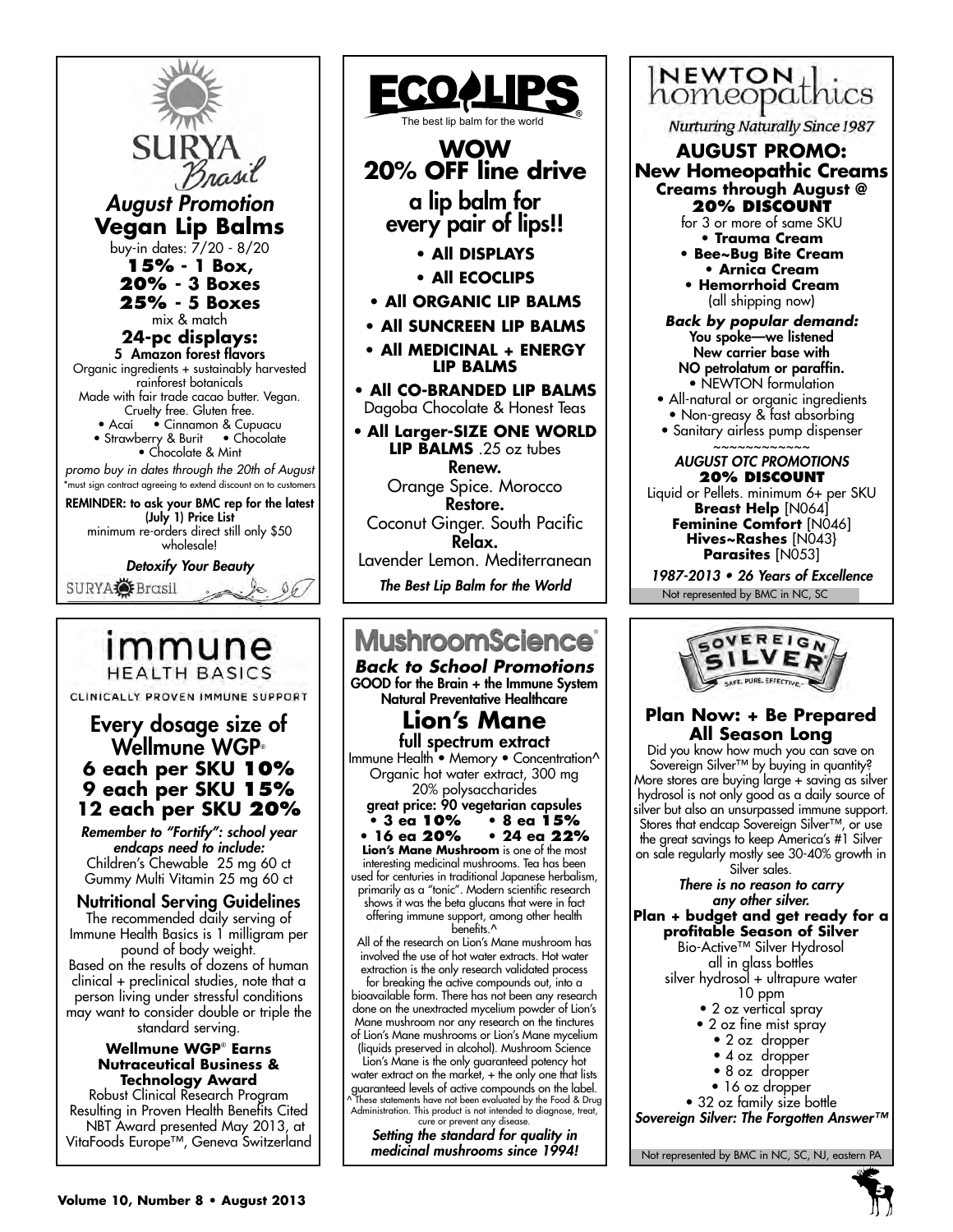# SURYA Brasil

## *August Promotion*

## Vegan Lip Balms

buy-in dates: 7/20 - 8/20

**15% - 1 Box,**
**20% - 3 Boxes**
**25% - 5 Boxes**

mix & match

**24-pc displays:**
**5 Amazon forest flavors**

Organic ingredients + sustainably harvested rainforest botanicals
Made with fair trade cacao butter. Vegan. Cruelty free. Gluten free.

- Acaí
- Cinnamon & Cupuacu
- Strawberry & Burit
- Chocolate
- Chocolate & Mint

*promo buy in dates through the 20th of August*
*must sign contract agreeing to extend discount on to customers

**REMINDER: to ask your BMC rep for the latest (July 1) Price List**
minimum re-orders direct still only $50 wholesale!

*Detoxify Your Beauty*

SURYA Brasil

---

# ECOLIPS

The best lip balm for the world

## WOW 20% OFF line drive

### a lip balm for every pair of lips!!

- **All DISPLAYS**
- **All ECOCLIPS**
- **All ORGANIC LIP BALMS**
- **All SUNCREEN LIP BALMS**
- **All MEDICINAL + ENERGY LIP BALMS**
- **All CO-BRANDED LIP BALMS** Dagoba Chocolate & Honest Teas
- **All Larger-SIZE ONE WORLD LIP BALMS** .25 oz tubes

**Renew.**
Orange Spice. Morocco
**Restore.**
Coconut Ginger. South Pacific
**Relax.**
Lavender Lemon. Mediterranean

*The Best Lip Balm for the World*

---

# NEWTON homeopathics

*Nurturing Naturally Since 1987*

## AUGUST PROMO: New Homeopathic Creams

**Creams through August @ 20% DISCOUNT**
for 3 or more of same SKU

- **Trauma Cream**
- **Bee~Bug Bite Cream**
- **Arnica Cream**
- **Hemorrhoid Cream**

(all shipping now)

***Back by popular demand:***
**You spoke—we listened**
**New carrier base with NO petrolatum or paraffin.**

- NEWTON formulation
- All-natural or organic ingredients
- Non-greasy & fast absorbing
- Sanitary airless pump dispenser

~~~~~~~~~~~~

***AUGUST OTC PROMOTIONS***
**20% DISCOUNT**
Liquid or Pellets. minimum 6+ per SKU

**Breast Help** [N064]
**Feminine Comfort** [N046]
**Hives~Rashes** [N043}
**Parasites** [N053]

***1987-2013 • 26 Years of Excellence***

Not represented by BMC in NC, SC

---

# immune HEALTH BASICS

CLINICALLY PROVEN IMMUNE SUPPORT

## Every dosage size of Wellmune WGP®

**6 each per SKU 10%**
**9 each per SKU 15%**
**12 each per SKU 20%**

*Remember to "Fortify": school year endcaps need to include:*
Children's Chewable 25 mg 60 ct
Gummy Multi Vitamin 25 mg 60 ct

### Nutritional Serving Guidelines

The recommended daily serving of Immune Health Basics is 1 milligram per pound of body weight.
Based on the results of dozens of human clinical + preclinical studies, note that a person living under stressful conditions may want to consider double or triple the standard serving.

**Wellmune WGP® Earns Nutraceutical Business & Technology Award**
Robust Clinical Research Program Resulting in Proven Health Benefits Cited NBT Award presented May 2013, at VitaFoods Europe™, Geneva Switzerland

---

# MushroomScience®

## *Back to School Promotions*

**GOOD for the Brain + the Immune System**
**Natural Preventative Healthcare**

## Lion's Mane

### full spectrum extract

Immune Health • Memory • Concentration^
Organic hot water extract, 300 mg
20% polysaccharides

**great price: 90 vegetarian capsules**

- **3 ea 10%**
- **8 ea 15%**
- **16 ea 20%**
- **24 ea 22%**

**Lion's Mane Mushroom** is one of the most interesting medicinal mushrooms. Tea has been used for centuries in traditional Japanese herbalism, primarily as a "tonic". Modern scientific research shows it was the beta glucans that were in fact offering immune support, among other health benefits.^

All of the research on Lion's Mane mushroom has involved the use of hot water extracts. Hot water extraction is the only research validated process for breaking the active compounds out, into a bioavailable form. There has not been any research done on the unextracted mycelium powder of Lion's Mane mushroom nor any research on the tinctures of Lion's Mane mushrooms or Lion's Mane mycelium (liquids preserved in alcohol). Mushroom Science Lion's Mane is the only guaranteed potency hot water extract on the market, + the only one that lists guaranteed levels of active compounds on the label.

^ These statements have not been evaluated by the Food & Drug Administration. This product is not intended to diagnose, treat, cure or prevent any disease.

***Setting the standard for quality in medicinal mushrooms since 1994!***

---

# SOVEREIGN SILVER

SAFE. PURE. EFFECTIVE.

## Plan Now: + Be Prepared All Season Long

Did you know how much you can save on Sovereign Silver™ by buying in quantity? More stores are buying large + saving as silver hydrosol is not only good as a daily source of silver but also an unsurpassed immune support. Stores that endcap Sovereign Silver™, or use the great savings to keep America's #1 Silver on sale regularly mostly see 30-40% growth in Silver sales.

***There is no reason to carry any other silver.***

**Plan + budget and get ready for a profitable Season of Silver**

Bio-Active™ Silver Hydrosol
all in glass bottles
silver hydrosol + ultrapure water
10 ppm

- 2 oz vertical spray
- 2 oz fine mist spray
- 2 oz dropper
- 4 oz dropper
- 8 oz dropper
- 16 oz dropper
- 32 oz family size bottle

***Sovereign Silver: The Forgotten Answer™***

Not represented by BMC in NC, SC, NJ, eastern PA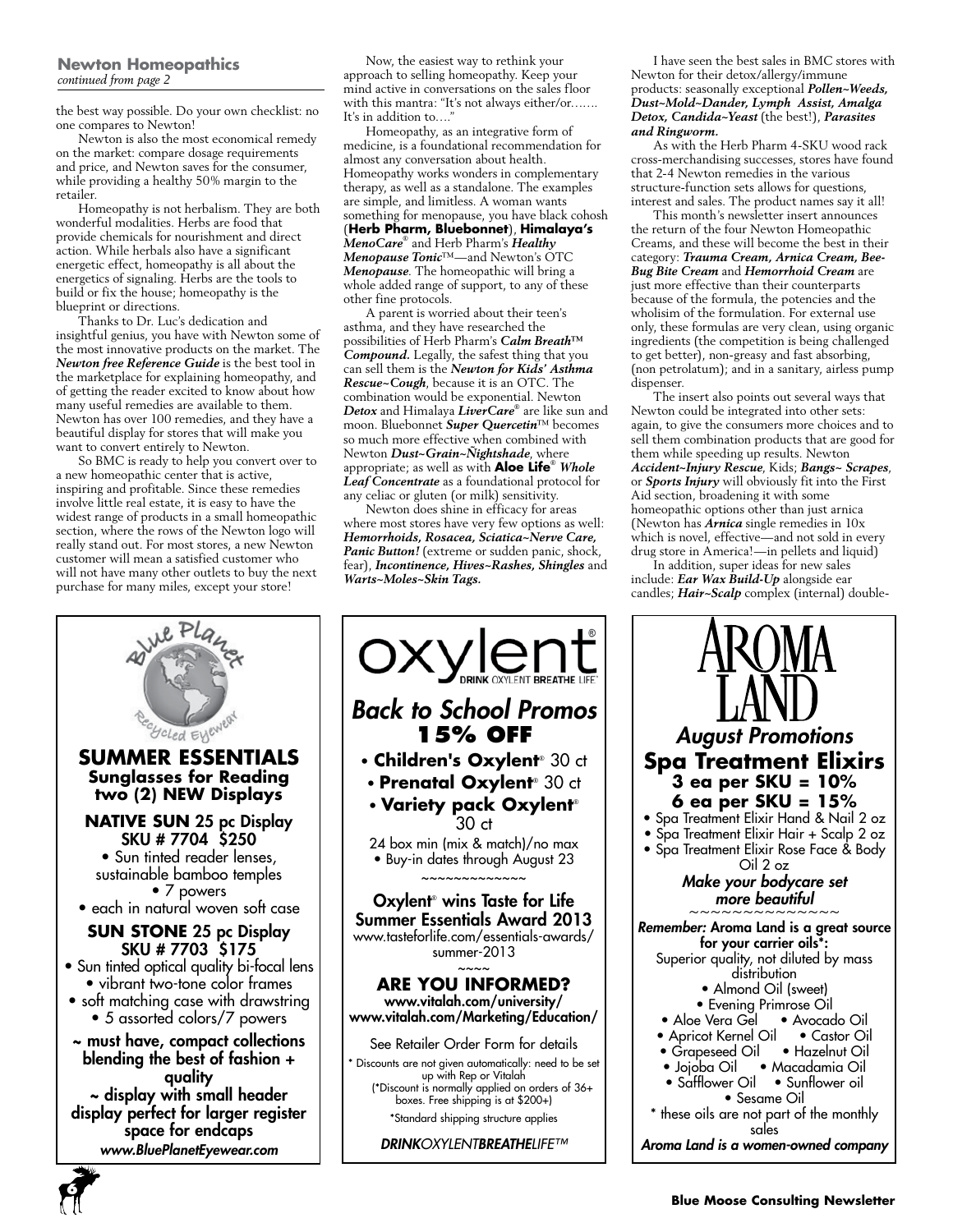## Newton Homeopathics

*continued from page 2*

the best way possible. Do your own checklist: no one compares to Newton!

Newton is also the most economical remedy on the market: compare dosage requirements and price, and Newton saves for the consumer, while providing a healthy 50% margin to the retailer.

Homeopathy is not herbalism. They are both wonderful modalities. Herbs are food that provide chemicals for nourishment and direct action. While herbals also have a significant energetic effect, homeopathy is all about the energetics of signaling. Herbs are the tools to build or fix the house; homeopathy is the blueprint or directions.

Thanks to Dr. Luc's dedication and insightful genius, you have with Newton some of the most innovative products on the market. The ***Newton free Reference Guide*** is the best tool in the marketplace for explaining homeopathy, and of getting the reader excited to know about how many useful remedies are available to them. Newton has over 100 remedies, and they have a beautiful display for stores that will make you want to convert entirely to Newton.

So BMC is ready to help you convert over to a new homeopathic center that is active, inspiring and profitable. Since these remedies involve little real estate, it is easy to have the widest range of products in a small homeopathic section, where the rows of the Newton logo will really stand out. For most stores, a new Newton customer will mean a satisfied customer who will not have many other outlets to buy the next purchase for many miles, except your store!

Now, the easiest way to rethink your approach to selling homeopathy. Keep your mind active in conversations on the sales floor with this mantra: "It's not always either/or……. It's in addition to…."

Homeopathy, as an integrative form of medicine, is a foundational recommendation for almost any conversation about health. Homeopathy works wonders in complementary therapy, as well as a standalone. The examples are simple, and limitless. A woman wants something for menopause, you have black cohosh (**Herb Pharm, Bluebonnet**), **Himalaya's** ***MenoCare***® and Herb Pharm's ***Healthy Menopause Tonic***™—and Newton's OTC ***Menopause***. The homeopathic will bring a whole added range of support, to any of these other fine protocols.

A parent is worried about their teen's asthma, and they have researched the possibilities of Herb Pharm's ***Calm Breath***™ ***Compound.*** Legally, the safest thing that you can sell them is the ***Newton for Kids' Asthma Rescue~Cough***, because it is an OTC. The combination would be exponential. Newton ***Detox*** and Himalaya ***LiverCare***® are like sun and moon. Bluebonnet ***Super Quercetin***™ becomes so much more effective when combined with Newton ***Dust~Grain~Nightshade***, where appropriate; as well as with **Aloe Life**® ***Whole Leaf Concentrate*** as a foundational protocol for any celiac or gluten (or milk) sensitivity.

Newton does shine in efficacy for areas where most stores have very few options as well: ***Hemorrhoids, Rosacea, Sciatica~Nerve Care, Panic Button!*** (extreme or sudden panic, shock, fear), ***Incontinence, Hives~Rashes, Shingles*** and ***Warts~Moles~Skin Tags.***

I have seen the best sales in BMC stores with Newton for their detox/allergy/immune products: seasonally exceptional ***Pollen~Weeds, Dust~Mold~Dander, Lymph Assist, Amalga Detox, Candida~Yeast*** (the best!), ***Parasites and Ringworm.***

As with the Herb Pharm 4-SKU wood rack cross-merchandising successes, stores have found that 2-4 Newton remedies in the various structure-function sets allows for questions, interest and sales. The product names say it all!

This month's newsletter insert announces the return of the four Newton Homeopathic Creams, and these will become the best in their category: ***Trauma Cream, Arnica Cream, Bee-Bug Bite Cream*** and ***Hemorrhoid Cream*** are just more effective than their counterparts because of the formula, the potencies and the wholism of the formulation. For external use only, these formulas are very clean, using organic ingredients (the competition is being challenged to get better), non-greasy and fast absorbing, (non petrolatum); and in a sanitary, airless pump dispenser.

The insert also points out several ways that Newton could be integrated into other sets: again, to give the consumers more choices and to sell them combination products that are good for them while speeding up results. Newton ***Accident~Injury Rescue***, Kids; ***Bangs~ Scrapes***, or ***Sports Injury*** will obviously fit into the First Aid section, broadening it with some homeopathic options other than just arnica (Newton has ***Arnica*** single remedies in 10x which is novel, effective—and not sold in every drug store in America!—in pellets and liquid)

In addition, super ideas for new sales include: ***Ear Wax Build-Up*** alongside ear candles; ***Hair~Scalp*** complex (internal) double-

---

Blue Planet Recycled Eyewear

## SUMMER ESSENTIALS
### Sunglasses for Reading two (2) NEW Displays

**NATIVE SUN** 25 pc Display
SKU # 7704 $250

- Sun tinted reader lenses, sustainable bamboo temples
- 7 powers
- each in natural woven soft case

**SUN STONE** 25 pc Display
SKU # 7703 $175

- Sun tinted optical quality bi-focal lens
- vibrant two-tone color frames
- soft matching case with drawstring
- 5 assorted colors/7 powers

**~ must have, compact collections blending the best of fashion + quality**
**~ display with small header display perfect for larger register space for endcaps**

***www.BluePlanetEyewear.com***

---

oxylent® DRINK OXYLENT BREATHE LIFE™

## *Back to School Promos*
### 15% OFF

- **Children's Oxylent**® 30 ct
- **Prenatal Oxylent**® 30 ct
- **Variety pack Oxylent**® 30 ct

24 box min (mix & match)/no max
- Buy-in dates through August 23

~~~~~~~~~~~~~

Oxylent® wins Taste for Life Summer Essentials Award 2013
www.tasteforlife.com/essentials-awards/summer-2013

~~~~

**ARE YOU INFORMED?**
**www.vitalah.com/university/**
**www.vitalah.com/Marketing/Education/**

See Retailer Order Form for details

\* Discounts are not given automatically: need to be set up with Rep or Vitalah
(\*Discount is normally applied on orders of 36+ boxes. Free shipping is at $200+)
\*Standard shipping structure applies

*DRINKOXYLENTBREATHELIFE™*

---

AROMA LAND

## *August Promotions*
### Spa Treatment Elixirs
**3 ea per SKU = 10%**
**6 ea per SKU = 15%**

- Spa Treatment Elixir Hand & Nail 2 oz
- Spa Treatment Elixir Hair + Scalp 2 oz
- Spa Treatment Elixir Rose Face & Body Oil 2 oz

***Make your bodycare set more beautiful***

~~~~~~~~~~~~~~~

***Remember:*** **Aroma Land is a great source for your carrier oils\*:**
Superior quality, not diluted by mass distribution

- Almond Oil (sweet)
- Evening Primrose Oil
- Aloe Vera Gel
- Avocado Oil
- Apricot Kernel Oil
- Castor Oil
- Grapeseed Oil
- Hazelnut Oil
- Jojoba Oil
- Macadamia Oil
- Safflower Oil
- Sunflower oil
- Sesame Oil

\* these oils are not part of the monthly sales

***Aroma Land is a women-owned company***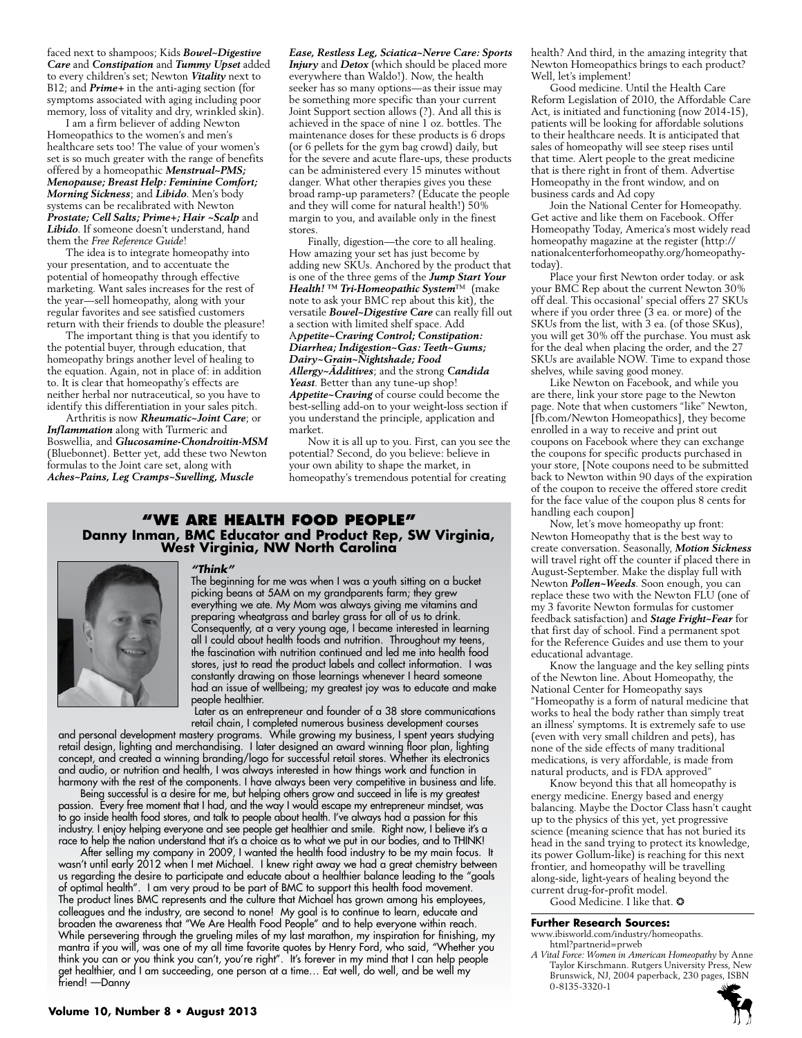faced next to shampoos; Kids ***Bowel~Digestive Care*** and ***Constipation*** and ***Tummy Upset*** added to every children's set; Newton ***Vitality*** next to B12; and ***Prime+*** in the anti-aging section (for symptoms associated with aging including poor memory, loss of vitality and dry, wrinkled skin).

I am a firm believer of adding Newton Homeopathics to the women's and men's healthcare sets too! The value of your women's set is so much greater with the range of benefits offered by a homeopathic ***Menstrual~PMS; Menopause; Breast Help: Feminine Comfort; Morning Sickness***; and ***Libido***. Men's body systems can be recalibrated with Newton ***Prostate; Cell Salts; Prime+; Hair ~Scalp*** and ***Libido***. If someone doesn't understand, hand them the *Free Reference Guide*!

The idea is to integrate homeopathy into your presentation, and to accentuate the potential of homeopathy through effective marketing. Want sales increases for the rest of the year—sell homeopathy, along with your regular favorites and see satisfied customers return with their friends to double the pleasure!

The important thing is that you identify to the potential buyer, through education, that homeopathy brings another level of healing to the equation. Again, not in place of: in addition to. It is clear that homeopathy's effects are neither herbal nor nutraceutical, so you have to identify this differentiation in your sales pitch.

Arthritis is now ***Rheumatic~Joint Care***; or ***Inflammation*** along with Turmeric and Boswellia, and ***Glucosamine-Chondroitin-MSM*** (Bluebonnet). Better yet, add these two Newton formulas to the Joint care set, along with ***Aches~Pains, Leg Cramps~Swelling, Muscle Ease, Restless Leg, Sciatica~Nerve Care: Sports Injury*** and ***Detox*** (which should be placed more everywhere than Waldo!). Now, the health seeker has so many options—as their issue may be something more specific than your current Joint Support section allows (?). And all this is achieved in the space of nine 1 oz. bottles. The maintenance doses for these products is 6 drops (or 6 pellets for the gym bag crowd) daily, but for the severe and acute flare-ups, these products can be administered every 15 minutes without danger. What other therapies gives you these broad ramp-up parameters? (Educate the people and they will come for natural health!) 50% margin to you, and available only in the finest stores.

Finally, digestion—the core to all healing. How amazing your set has just become by adding new SKUs. Anchored by the product that is one of the three gems of the ***Jump Start Your Health!™ Tri-Homeopathic System***™ (make note to ask your BMC rep about this kit), the versatile ***Bowel~Digestive Care*** can really fill out a section with limited shelf space. Add A***ppetite~Craving Control; Constipation: Diarrhea; Indigestion~Gas: Teeth~Gums; Dairy~Grain~Nightshade; Food Allergy~Ãdditives***; and the strong ***Candida Yeast***. Better than any tune-up shop! ***Appetite~Craving*** of course could become the best-selling add-on to your weight-loss section if you understand the principle, application and market.

Now it is all up to you. First, can you see the potential? Second, do you believe: believe in your own ability to shape the market, in homeopathy's tremendous potential for creating health? And third, in the amazing integrity that Newton Homeopathics brings to each product? Well, let's implement!

Good medicine. Until the Health Care Reform Legislation of 2010, the Affordable Care Act, is initiated and functioning (now 2014-15), patients will be looking for affordable solutions to their healthcare needs. It is anticipated that sales of homeopathy will see steep rises until that time. Alert people to the great medicine that is there right in front of them. Advertise Homeopathy in the front window, and on business cards and Ad copy

Join the National Center for Homeopathy. Get active and like them on Facebook. Offer Homeopathy Today, America's most widely read homeopathy magazine at the register (http://nationalcenterforhomeopathy.org/homeopathy-today).

Place your first Newton order today. or ask your BMC Rep about the current Newton 30% off deal. This occasional' special offers 27 SKUs where if you order three (3 ea. or more) of the SKUs from the list, with 3 ea. (of those SKus), you will get 30% off the purchase. You must ask for the deal when placing the order, and the 27 SKUs are available NOW. Time to expand those shelves, while saving good money.

Like Newton on Facebook, and while you are there, link your store page to the Newton page. Note that when customers "like" Newton, [fb.com/Newton Homeopathics], they become enrolled in a way to receive and print out coupons on Facebook where they can exchange the coupons for specific products purchased in your store, [Note coupons need to be submitted back to Newton within 90 days of the expiration of the coupon to receive the offered store credit for the face value of the coupon plus 8 cents for handling each coupon]

Now, let's move homeopathy up front: Newton Homeopathy that is the best way to create conversation. Seasonally, ***Motion Sickness*** will travel right off the counter if placed there in August-September. Make the display full with Newton ***Pollen~Weeds***. Soon enough, you can replace these two with the Newton FLU (one of my 3 favorite Newton formulas for customer feedback satisfaction) and ***Stage Fright~Fear*** for that first day of school. Find a permanent spot for the Reference Guides and use them to your educational advantage.

Know the language and the key selling pints of the Newton line. About Homeopathy, the National Center for Homeopathy says "Homeopathy is a form of natural medicine that works to heal the body rather than simply treat an illness' symptoms. It is extremely safe to use (even with very small children and pets), has none of the side effects of many traditional medications, is very affordable, is made from natural products, and is FDA approved"

Know beyond this that all homeopathy is energy medicine. Energy based and energy balancing. Maybe the Doctor Class hasn't caught up to the physics of this yet, yet progressive science (meaning science that has not buried its head in the sand trying to protect its knowledge, its power Gollum-like) is reaching for this next frontier, and homeopathy will be travelling along-side, light-years of healing beyond the current drug-for-profit model.

Good Medicine. I like that. ❂

## "WE ARE HEALTH FOOD PEOPLE"

### Danny Inman, BMC Educator and Product Rep, SW Virginia, West Virginia, NW North Carolina

***"Think"***

The beginning for me was when I was a youth sitting on a bucket picking beans at 5AM on my grandparents farm; they grew everything we ate. My Mom was always giving me vitamins and preparing wheatgrass and barley grass for all of us to drink. Consequently, at a very young age, I became interested in learning all I could about health foods and nutrition. Throughout my teens, the fascination with nutrition continued and led me into health food stores, just to read the product labels and collect information. I was constantly drawing on those learnings whenever I heard someone had an issue of wellbeing; my greatest joy was to educate and make people healthier.

Later as an entrepreneur and founder of a 38 store communications retail chain, I completed numerous business development courses and personal development mastery programs. While growing my business, I spent years studying retail design, lighting and merchandising. I later designed an award winning floor plan, lighting concept, and created a winning branding/logo for successful retail stores. Whether its electronics and audio, or nutrition and health, I was always interested in how things work and function in harmony with the rest of the components. I have always been very competitive in business and life.

Being successful is a desire for me, but helping others grow and succeed in life is my greatest passion. Every free moment that I had, and the way I would escape my entrepreneur mindset, was to go inside health food stores, and talk to people about health. I've always had a passion for this industry. I enjoy helping everyone and see people get healthier and smile. Right now, I believe it's a race to help the nation understand that it's a choice as to what we put in our bodies, and to THINK!

After selling my company in 2009, I wanted the health food industry to be my main focus. It wasn't until early 2012 when I met Michael. I knew right away we had a great chemistry between us regarding the desire to participate and educate about a healthier balance leading to the "goals of optimal health". I am very proud to be part of BMC to support this health food movement. The product lines BMC represents and the culture that Michael has grown among his employees, colleagues and the industry, are second to none! My goal is to continue to learn, educate and broaden the awareness that "We Are Health Food People" and to help everyone within reach. While persevering through the grueling miles of my last marathon, my inspiration for finishing, my mantra if you will, was one of my all time favorite quotes by Henry Ford, who said, "Whether you think you can or you think you can't, you're right". It's forever in my mind that I can help people get healthier, and I am succeeding, one person at a time… Eat well, do well, and be well my friend! —Danny

**Further Research Sources:**

www.ibisworld.com/industry/homeopaths.html?partnerid=prweb

*A Vital Force: Women in American Homeopathy* by Anne Taylor Kirschmann. Rutgers University Press, New Brunswick, NJ, 2004 paperback, 230 pages, ISBN 0-8135-3320-1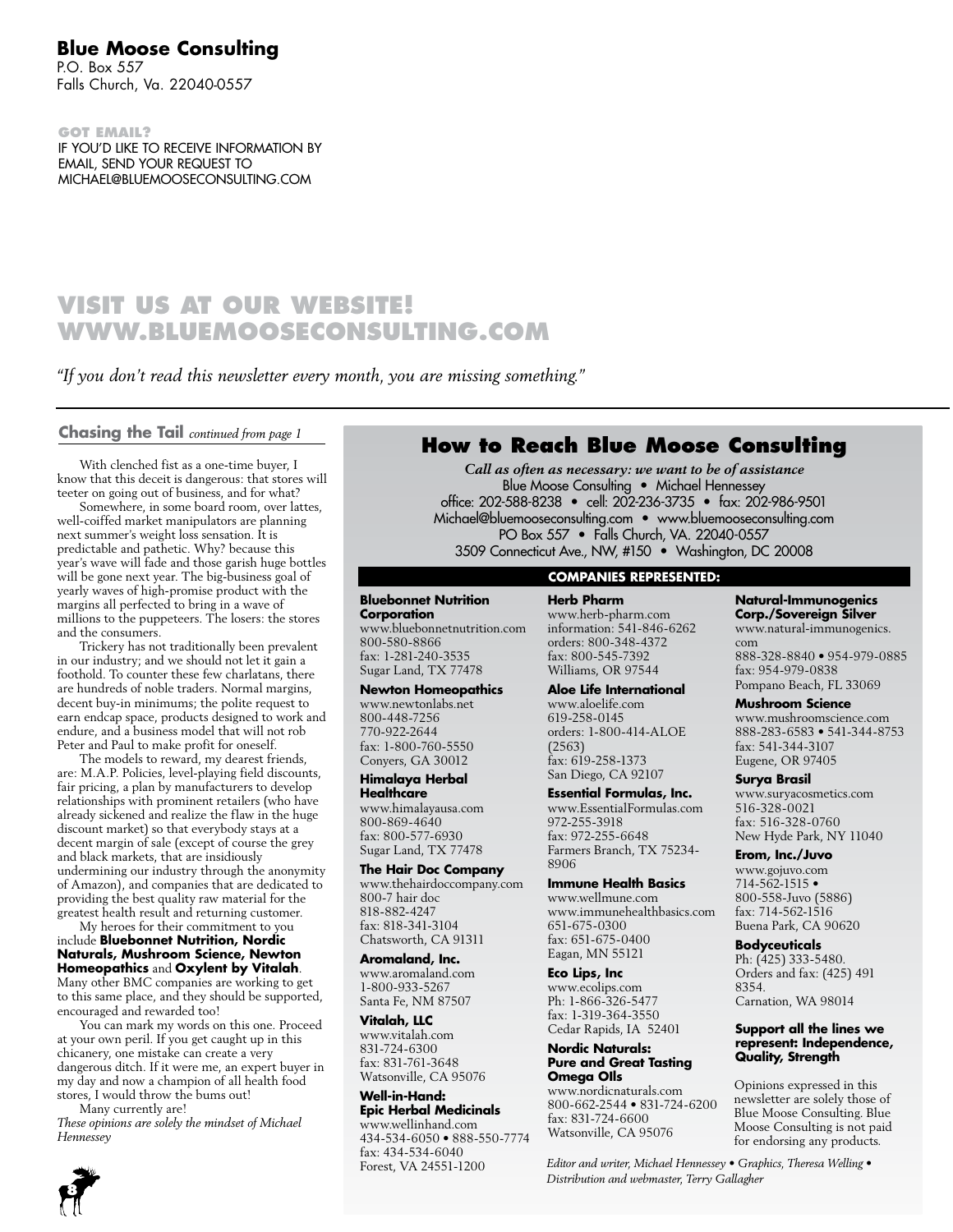## Blue Moose Consulting

P.O. Box 557
Falls Church, Va. 22040-0557

**GOT EMAIL?**
IF YOU'D LIKE TO RECEIVE INFORMATION BY EMAIL, SEND YOUR REQUEST TO MICHAEL@BLUEMOOSECONSULTING.COM

# VISIT US AT OUR WEBSITE! WWW.BLUEMOOSECONSULTING.COM

*"If you don't read this newsletter every month, you are missing something."*

### Chasing the Tail *continued from page 1*

With clenched fist as a one-time buyer, I know that this deceit is dangerous: that stores will teeter on going out of business, and for what?

Somewhere, in some board room, over lattes, well-coiffed market manipulators are planning next summer's weight loss sensation. It is predictable and pathetic. Why? because this year's wave will fade and those garish huge bottles will be gone next year. The big-business goal of yearly waves of high-promise product with the margins all perfected to bring in a wave of millions to the puppeteers. The losers: the stores and the consumers.

Trickery has not traditionally been prevalent in our industry; and we should not let it gain a foothold. To counter these few charlatans, there are hundreds of noble traders. Normal margins, decent buy-in minimums; the polite request to earn endcap space, products designed to work and endure, and a business model that will not rob Peter and Paul to make profit for oneself.

The models to reward, my dearest friends, are: M.A.P. Policies, level-playing field discounts, fair pricing, a plan by manufacturers to develop relationships with prominent retailers (who have already sickened and realize the flaw in the huge discount market) so that everybody stays at a decent margin of sale (except of course the grey and black markets, that are insidiously undermining our industry through the anonymity of Amazon), and companies that are dedicated to providing the best quality raw material for the greatest health result and returning customer.

My heroes for their commitment to you include **Bluebonnet Nutrition, Nordic Naturals, Mushroom Science, Newton Homeopathics** and **Oxylent by Vitalah**. Many other BMC companies are working to get to this same place, and they should be supported, encouraged and rewarded too!

You can mark my words on this one. Proceed at your own peril. If you get caught up in this chicanery, one mistake can create a very dangerous ditch. If it were me, an expert buyer in my day and now a champion of all health food stores, I would throw the bums out!

Many currently are!

*These opinions are solely the mindset of Michael Hennessey*

## How to Reach Blue Moose Consulting

***Call as often as necessary: we want to be of assistance***
Blue Moose Consulting • Michael Hennessey
office: 202-588-8238 • cell: 202-236-3735 • fax: 202-986-9501
Michael@bluemooseconsulting.com • www.bluemooseconsulting.com
PO Box 557 • Falls Church, VA. 22040-0557
3509 Connecticut Ave., NW, #150 • Washington, DC 20008

### COMPANIES REPRESENTED:

**Bluebonnet Nutrition Corporation**
www.bluebonnetnutrition.com
800-580-8866
fax: 1-281-240-3535
Sugar Land, TX 77478

**Newton Homeopathics**
www.newtonlabs.net
800-448-7256
770-922-2644
fax: 1-800-760-5550
Conyers, GA 30012

**Himalaya Herbal Healthcare**
www.himalayausa.com
800-869-4640
fax: 800-577-6930
Sugar Land, TX 77478

**The Hair Doc Company**
www.thehairdoccompany.com
800-7 hair doc
818-882-4247
fax: 818-341-3104
Chatsworth, CA 91311

**Aromaland, Inc.**
www.aromaland.com
1-800-933-5267
Santa Fe, NM 87507

**Vitalah, LLC**
www.vitalah.com
831-724-6300
fax: 831-761-3648
Watsonville, CA 95076

**Well-in-Hand: Epic Herbal Medicinals**
www.wellinhand.com
434-534-6050 • 888-550-7774
fax: 434-534-6040
Forest, VA 24551-1200

**Herb Pharm**
www.herb-pharm.com
information: 541-846-6262
orders: 800-348-4372
fax: 800-545-7392
Williams, OR 97544

**Aloe Life International**
www.aloelife.com
619-258-0145
orders: 1-800-414-ALOE (2563)
fax: 619-258-1373
San Diego, CA 92107

**Essential Formulas, Inc.**
www.EssentialFormulas.com
972-255-3918
fax: 972-255-6648
Farmers Branch, TX 75234-8906

**Immune Health Basics**
www.wellmune.com
www.immunehealthbasics.com
651-675-0300
fax: 651-675-0400
Eagan, MN 55121

**Eco Lips, Inc**
www.ecolips.com
Ph: 1-866-326-5477
fax: 1-319-364-3550
Cedar Rapids, IA 52401

**Nordic Naturals: Pure and Great Tasting Omega OIls**
www.nordicnaturals.com
800-662-2544 • 831-724-6200
fax: 831-724-6600
Watsonville, CA 95076

**Natural-Immunogenics Corp./Sovereign Silver**
www.natural-immunogenics.com
888-328-8840 • 954-979-0885
fax: 954-979-0838
Pompano Beach, FL 33069

**Mushroom Science**
www.mushroomscience.com
888-283-6583 • 541-344-8753
fax: 541-344-3107
Eugene, OR 97405

**Surya Brasil**
www.suryacosmetics.com
516-328-0021
fax: 516-328-0760
New Hyde Park, NY 11040

**Erom, Inc./Juvo**
www.gojuvo.com
714-562-1515 •
800-558-Juvo (5886)
fax: 714-562-1516
Buena Park, CA 90620

**Bodyceuticals**
Ph: (425) 333-5480.
Orders and fax: (425) 491 8354.
Carnation, WA 98014

**Support all the lines we represent: Independence, Quality, Strength**

Opinions expressed in this newsletter are solely those of Blue Moose Consulting. Blue Moose Consulting is not paid for endorsing any products.

*Editor and writer, Michael Hennessey • Graphics, Theresa Welling • Distribution and webmaster, Terry Gallagher*